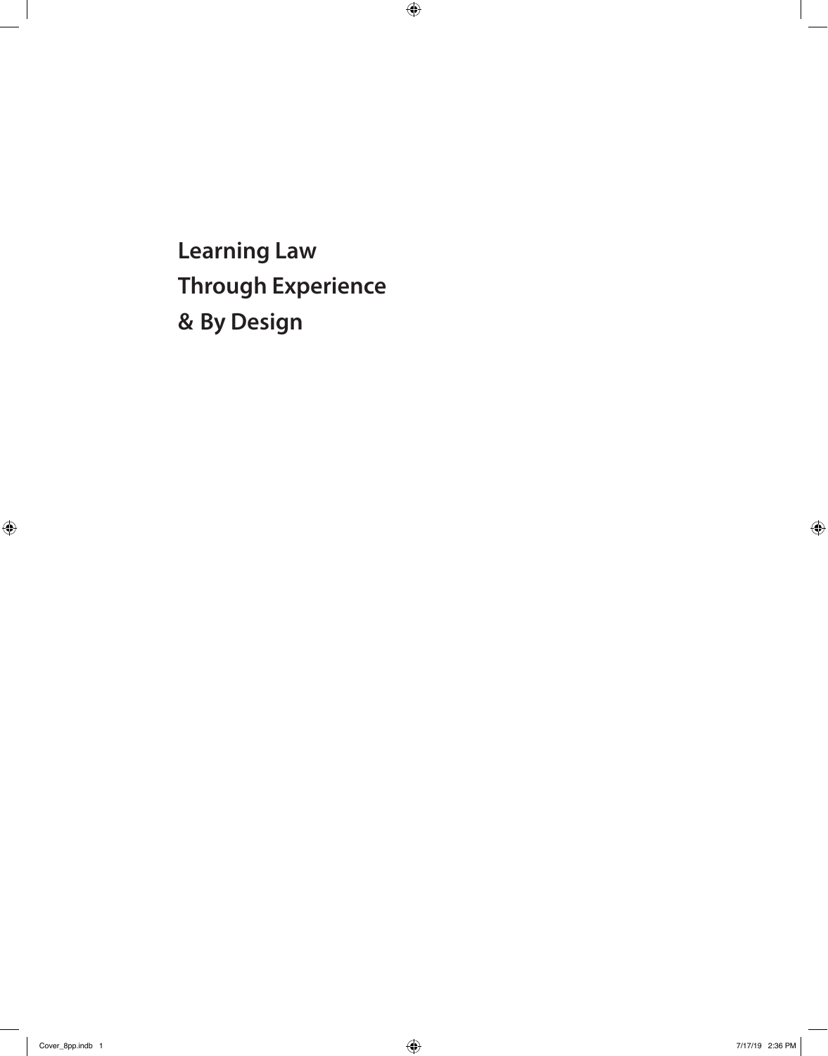# Learning Law Through Experience & By Design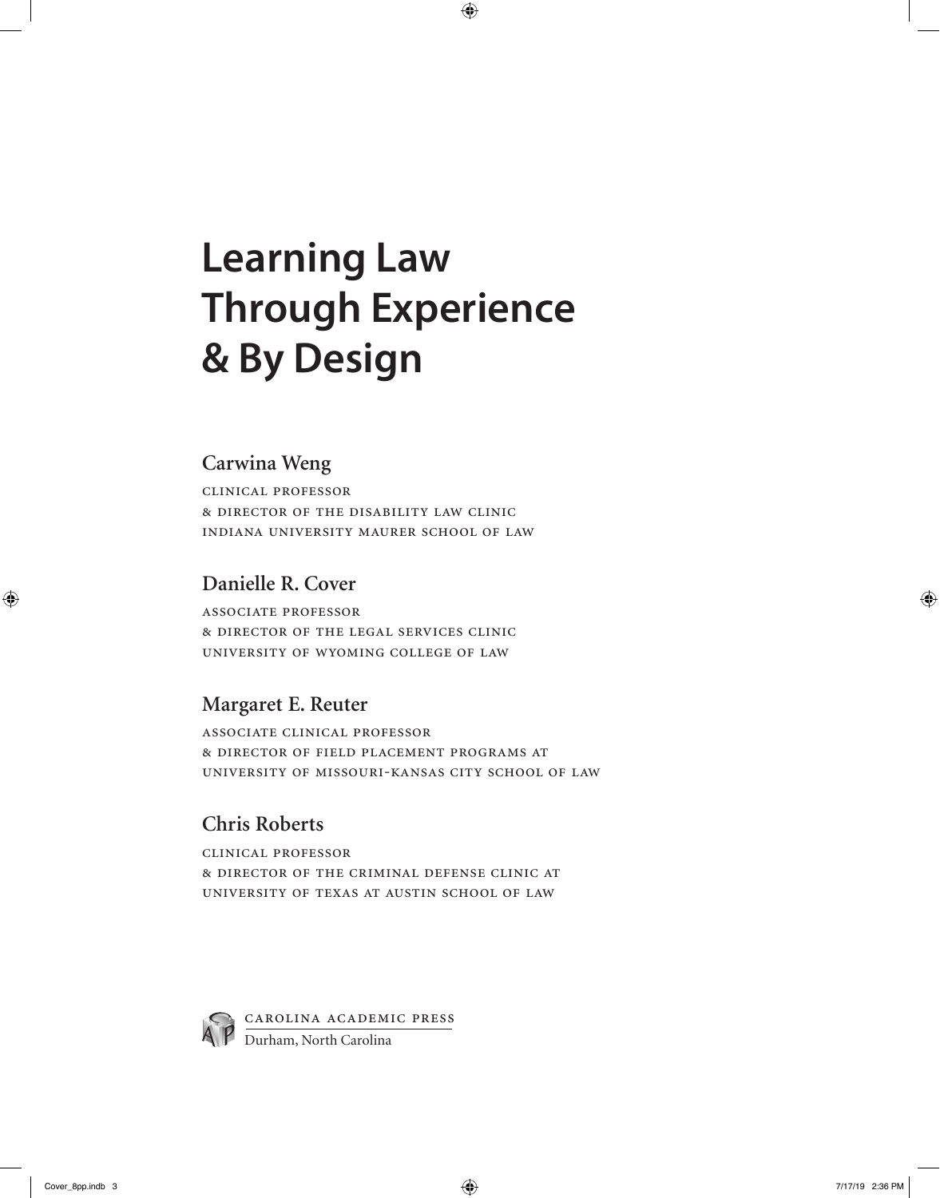# Learning Law Through Experience & By Design

## Carwina Weng

CLINICAL PROFESSOR
& DIRECTOR OF THE DISABILITY LAW CLINIC
INDIANA UNIVERSITY MAURER SCHOOL OF LAW

## Danielle R. Cover

ASSOCIATE PROFESSOR
& DIRECTOR OF THE LEGAL SERVICES CLINIC
UNIVERSITY OF WYOMING COLLEGE OF LAW

## Margaret E. Reuter

ASSOCIATE CLINICAL PROFESSOR
& DIRECTOR OF FIELD PLACEMENT PROGRAMS AT
UNIVERSITY OF MISSOURI-KANSAS CITY SCHOOL OF LAW

## Chris Roberts

CLINICAL PROFESSOR
& DIRECTOR OF THE CRIMINAL DEFENSE CLINIC AT
UNIVERSITY OF TEXAS AT AUSTIN SCHOOL OF LAW

CAROLINA ACADEMIC PRESS
Durham, North Carolina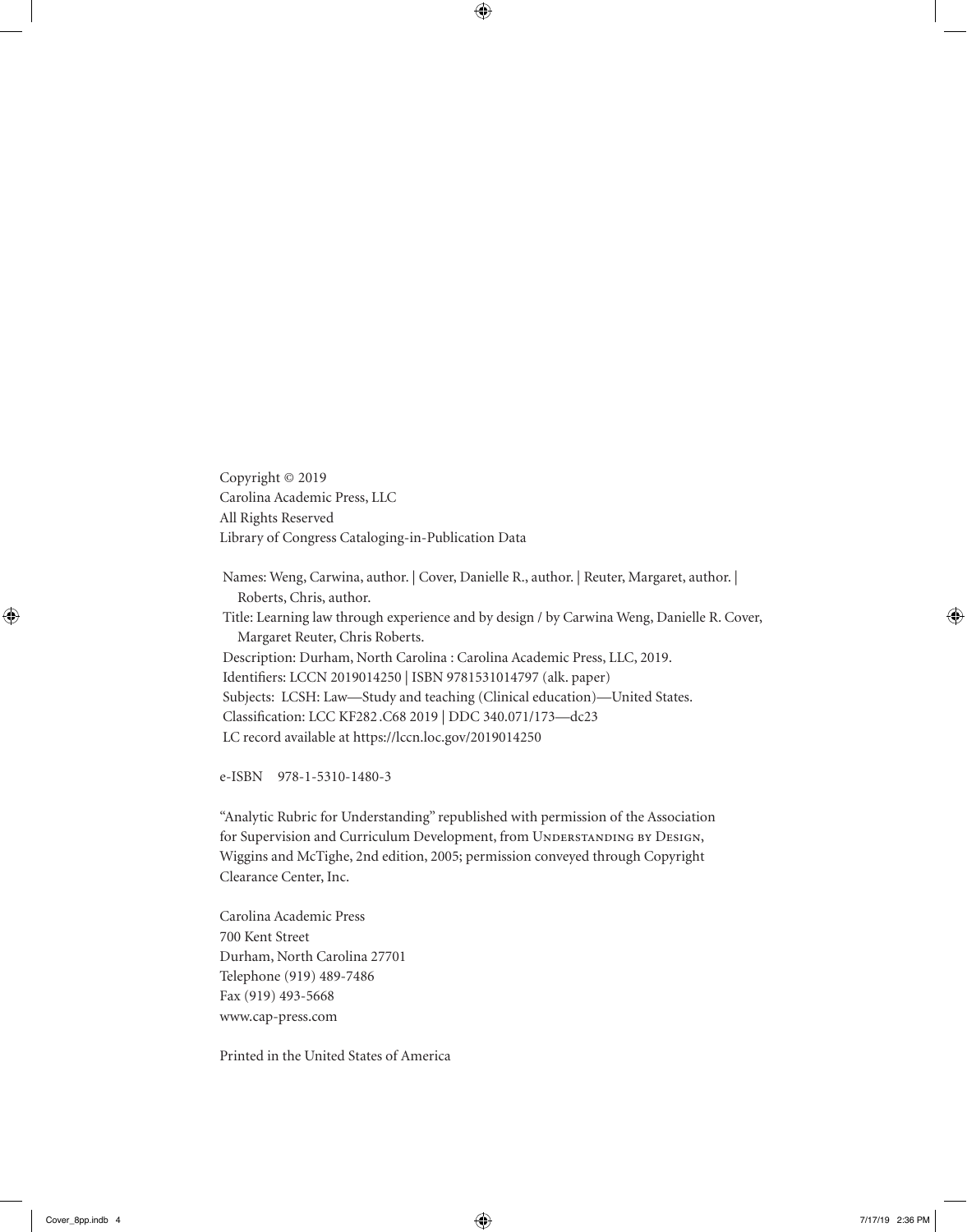Copyright © 2019
Carolina Academic Press, LLC
All Rights Reserved
Library of Congress Cataloging-in-Publication Data

Names: Weng, Carwina, author. | Cover, Danielle R., author. | Reuter, Margaret, author. | Roberts, Chris, author.
Title: Learning law through experience and by design / by Carwina Weng, Danielle R. Cover, Margaret Reuter, Chris Roberts.
Description: Durham, North Carolina : Carolina Academic Press, LLC, 2019.
Identifiers: LCCN 2019014250 | ISBN 9781531014797 (alk. paper)
Subjects: LCSH: Law—Study and teaching (Clinical education)—United States.
Classification: LCC KF282 .C68 2019 | DDC 340.071/173—dc23
LC record available at https://lccn.loc.gov/2019014250

e-ISBN 978-1-5310-1480-3

"Analytic Rubric for Understanding" republished with permission of the Association for Supervision and Curriculum Development, from Understanding by Design, Wiggins and McTighe, 2nd edition, 2005; permission conveyed through Copyright Clearance Center, Inc.

Carolina Academic Press
700 Kent Street
Durham, North Carolina 27701
Telephone (919) 489-7486
Fax (919) 493-5668
www.cap-press.com

Printed in the United States of America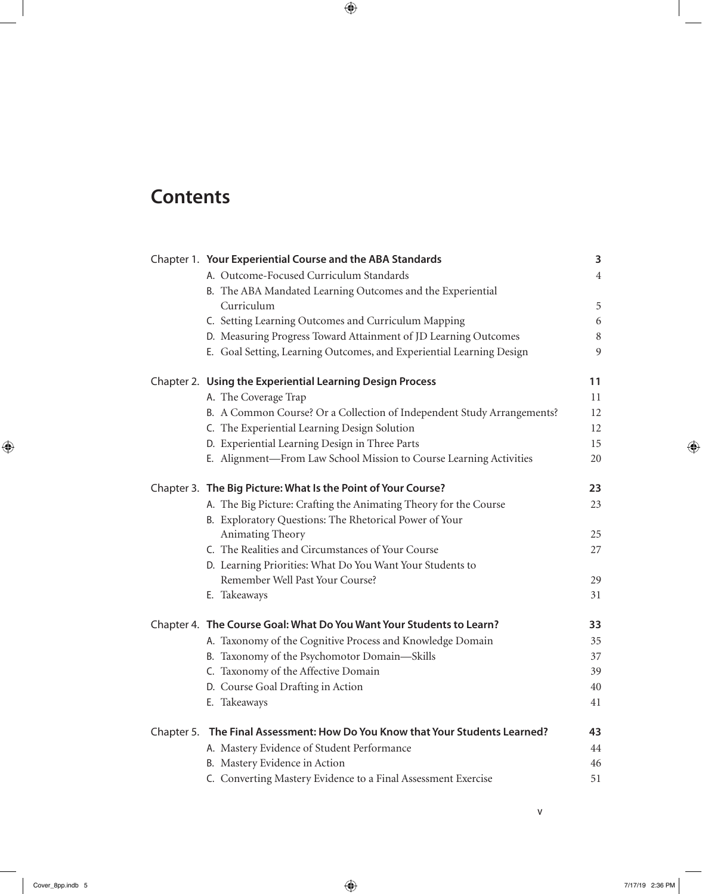# Contents

| | | |
|---|---|---|
| Chapter 1. | **Your Experiential Course and the ABA Standards** | **3** |
| | A. Outcome-Focused Curriculum Standards | 4 |
| | B. The ABA Mandated Learning Outcomes and the Experiential Curriculum | 5 |
| | C. Setting Learning Outcomes and Curriculum Mapping | 6 |
| | D. Measuring Progress Toward Attainment of JD Learning Outcomes | 8 |
| | E. Goal Setting, Learning Outcomes, and Experiential Learning Design | 9 |
| Chapter 2. | **Using the Experiential Learning Design Process** | **11** |
| | A. The Coverage Trap | 11 |
| | B. A Common Course? Or a Collection of Independent Study Arrangements? | 12 |
| | C. The Experiential Learning Design Solution | 12 |
| | D. Experiential Learning Design in Three Parts | 15 |
| | E. Alignment—From Law School Mission to Course Learning Activities | 20 |
| Chapter 3. | **The Big Picture: What Is the Point of Your Course?** | **23** |
| | A. The Big Picture: Crafting the Animating Theory for the Course | 23 |
| | B. Exploratory Questions: The Rhetorical Power of Your Animating Theory | 25 |
| | C. The Realities and Circumstances of Your Course | 27 |
| | D. Learning Priorities: What Do You Want Your Students to Remember Well Past Your Course? | 29 |
| | E. Takeaways | 31 |
| Chapter 4. | **The Course Goal: What Do You Want Your Students to Learn?** | **33** |
| | A. Taxonomy of the Cognitive Process and Knowledge Domain | 35 |
| | B. Taxonomy of the Psychomotor Domain—Skills | 37 |
| | C. Taxonomy of the Affective Domain | 39 |
| | D. Course Goal Drafting in Action | 40 |
| | E. Takeaways | 41 |
| Chapter 5. | **The Final Assessment: How Do You Know that Your Students Learned?** | **43** |
| | A. Mastery Evidence of Student Performance | 44 |
| | B. Mastery Evidence in Action | 46 |
| | C. Converting Mastery Evidence to a Final Assessment Exercise | 51 |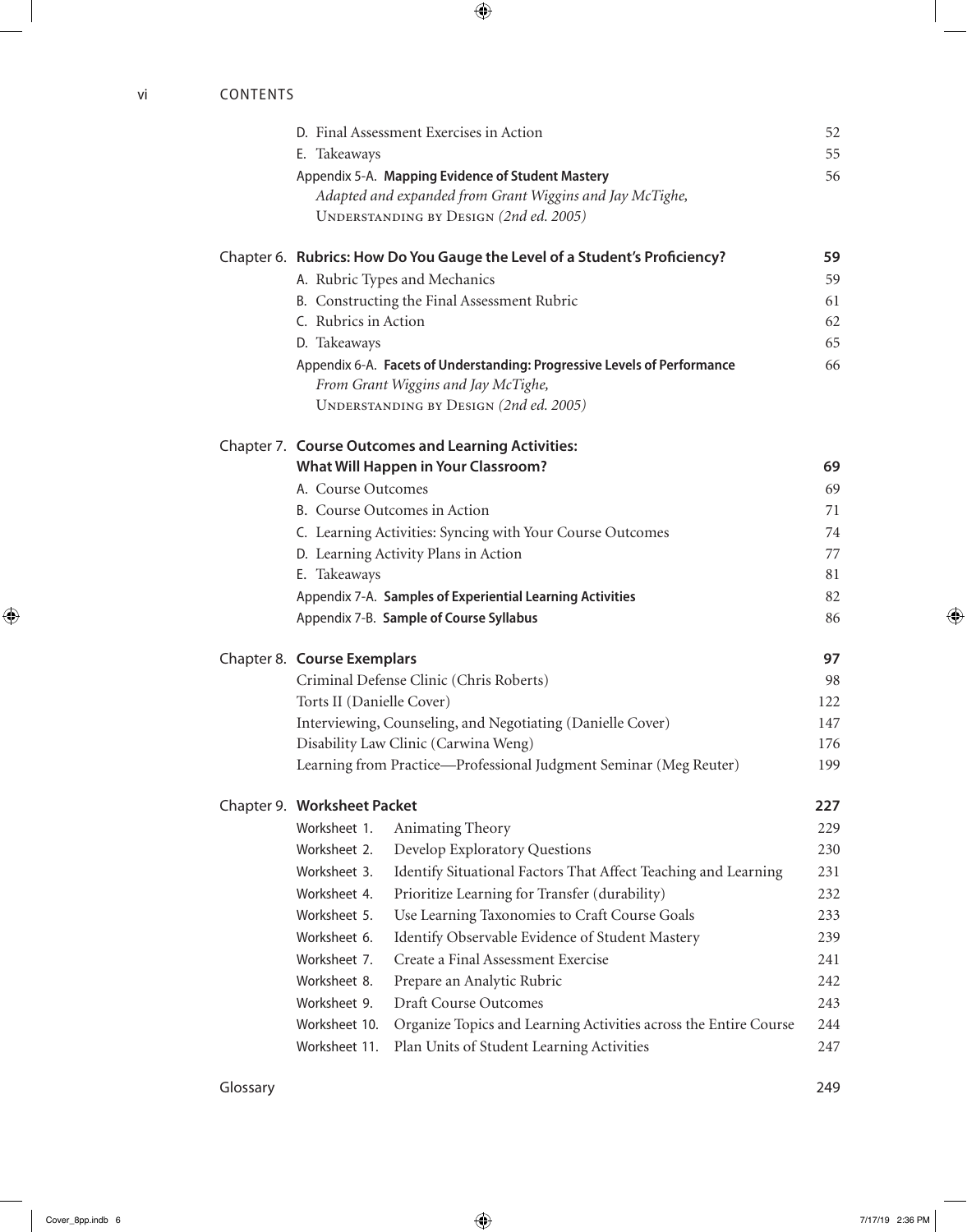D. Final Assessment Exercises in Action 52
E. Takeaways 55
Appendix 5-A. **Mapping Evidence of Student Mastery** 56
*Adapted and expanded from Grant Wiggins and Jay McTighe,*
*Understanding by Design (2nd ed. 2005)*

**Chapter 6. Rubrics: How Do You Gauge the Level of a Student's Proficiency? 59**

A. Rubric Types and Mechanics 59
B. Constructing the Final Assessment Rubric 61
C. Rubrics in Action 62
D. Takeaways 65
Appendix 6-A. **Facets of Understanding: Progressive Levels of Performance** 66
*From Grant Wiggins and Jay McTighe,*
*Understanding by Design (2nd ed. 2005)*

**Chapter 7. Course Outcomes and Learning Activities: What Will Happen in Your Classroom? 69**

A. Course Outcomes 69
B. Course Outcomes in Action 71
C. Learning Activities: Syncing with Your Course Outcomes 74
D. Learning Activity Plans in Action 77
E. Takeaways 81
Appendix 7-A. **Samples of Experiential Learning Activities** 82
Appendix 7-B. **Sample of Course Syllabus** 86

**Chapter 8. Course Exemplars 97**

Criminal Defense Clinic (Chris Roberts) 98
Torts II (Danielle Cover) 122
Interviewing, Counseling, and Negotiating (Danielle Cover) 147
Disability Law Clinic (Carwina Weng) 176
Learning from Practice—Professional Judgment Seminar (Meg Reuter) 199

**Chapter 9. Worksheet Packet 227**

Worksheet 1. Animating Theory 229
Worksheet 2. Develop Exploratory Questions 230
Worksheet 3. Identify Situational Factors That Affect Teaching and Learning 231
Worksheet 4. Prioritize Learning for Transfer (durability) 232
Worksheet 5. Use Learning Taxonomies to Craft Course Goals 233
Worksheet 6. Identify Observable Evidence of Student Mastery 239
Worksheet 7. Create a Final Assessment Exercise 241
Worksheet 8. Prepare an Analytic Rubric 242
Worksheet 9. Draft Course Outcomes 243
Worksheet 10. Organize Topics and Learning Activities across the Entire Course 244
Worksheet 11. Plan Units of Student Learning Activities 247

Glossary 249